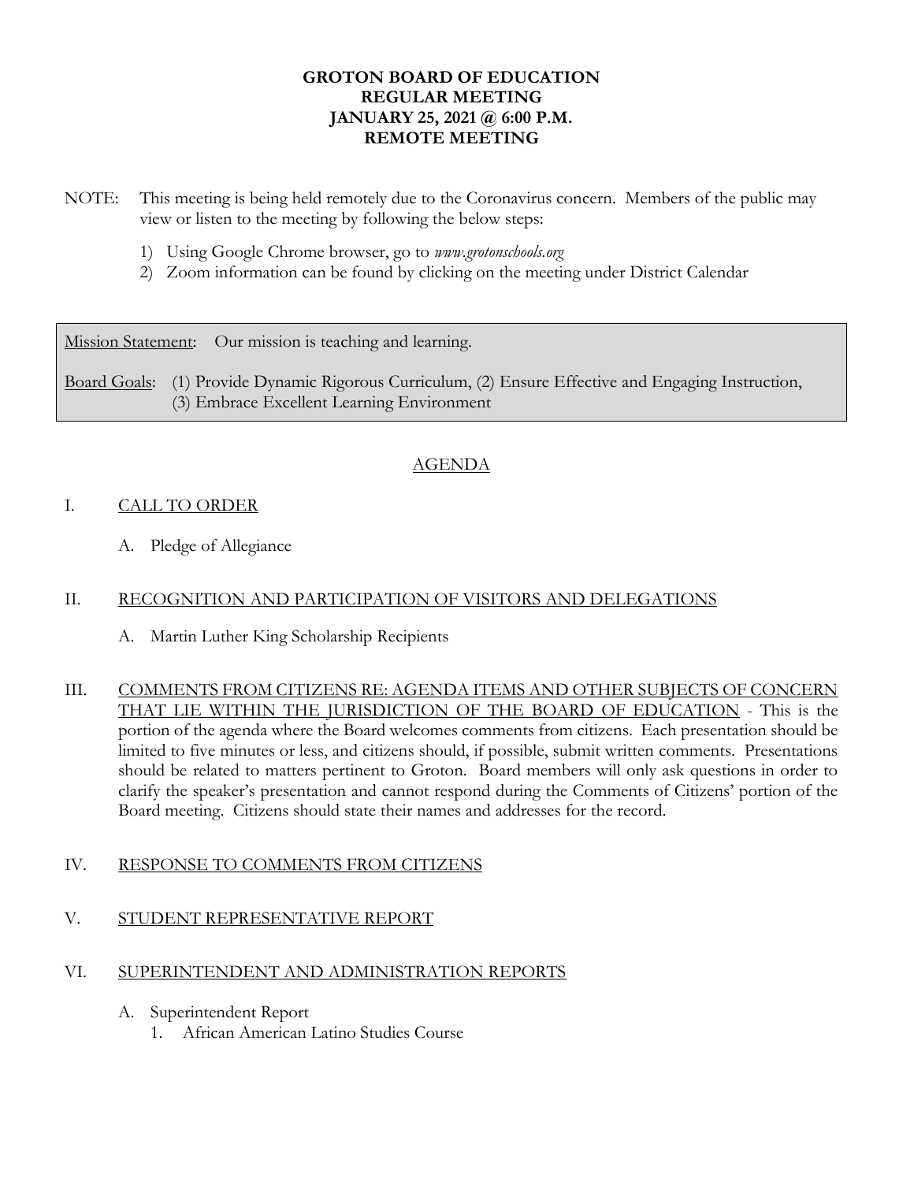# GROTON BOARD OF EDUCATION
## REGULAR MEETING
## JANUARY 25, 2021 @ 6:00 P.M.
## REMOTE MEETING

NOTE: This meeting is being held remotely due to the Coronavirus concern. Members of the public may view or listen to the meeting by following the below steps:

1) Using Google Chrome browser, go to *www.grotonschools.org*
2) Zoom information can be found by clicking on the meeting under District Calendar

Mission Statement: Our mission is teaching and learning.

Board Goals: (1) Provide Dynamic Rigorous Curriculum, (2) Ensure Effective and Engaging Instruction, (3) Embrace Excellent Learning Environment

## AGENDA

I. CALL TO ORDER

   A. Pledge of Allegiance

II. RECOGNITION AND PARTICIPATION OF VISITORS AND DELEGATIONS

   A. Martin Luther King Scholarship Recipients

III. COMMENTS FROM CITIZENS RE: AGENDA ITEMS AND OTHER SUBJECTS OF CONCERN THAT LIE WITHIN THE JURISDICTION OF THE BOARD OF EDUCATION - This is the portion of the agenda where the Board welcomes comments from citizens. Each presentation should be limited to five minutes or less, and citizens should, if possible, submit written comments. Presentations should be related to matters pertinent to Groton. Board members will only ask questions in order to clarify the speaker's presentation and cannot respond during the Comments of Citizens' portion of the Board meeting. Citizens should state their names and addresses for the record.

IV. RESPONSE TO COMMENTS FROM CITIZENS

V. STUDENT REPRESENTATIVE REPORT

VI. SUPERINTENDENT AND ADMINISTRATION REPORTS

   A. Superintendent Report
      1. African American Latino Studies Course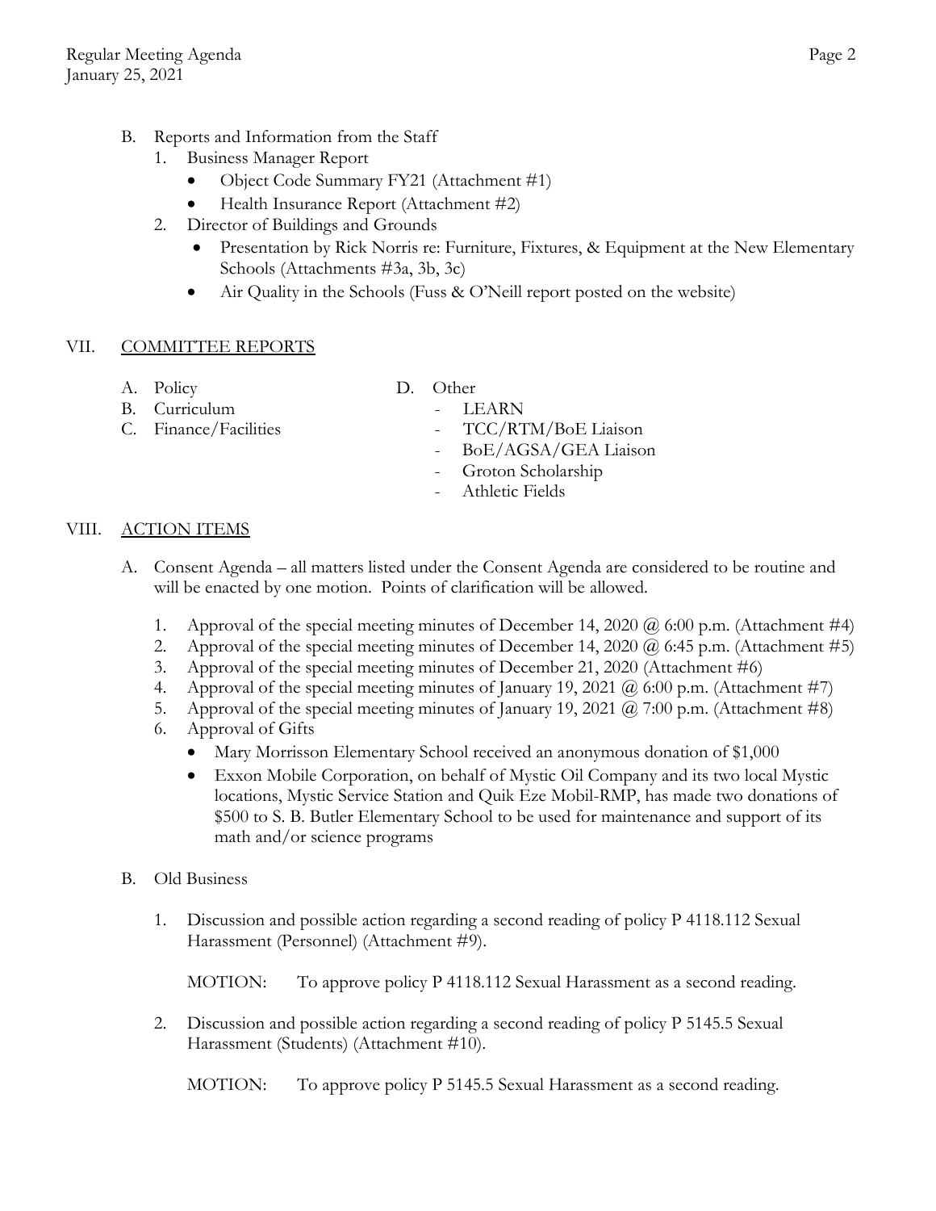B. Reports and Information from the Staff
   1. Business Manager Report
      - Object Code Summary FY21 (Attachment #1)
      - Health Insurance Report (Attachment #2)
   2. Director of Buildings and Grounds
      - Presentation by Rick Norris re: Furniture, Fixtures, & Equipment at the New Elementary Schools (Attachments #3a, 3b, 3c)
      - Air Quality in the Schools (Fuss & O'Neill report posted on the website)

## VII. COMMITTEE REPORTS

A. Policy
B. Curriculum
C. Finance/Facilities
D. Other
   - LEARN
   - TCC/RTM/BoE Liaison
   - BoE/AGSA/GEA Liaison
   - Groton Scholarship
   - Athletic Fields

## VIII. ACTION ITEMS

A. Consent Agenda – all matters listed under the Consent Agenda are considered to be routine and will be enacted by one motion. Points of clarification will be allowed.

   1. Approval of the special meeting minutes of December 14, 2020 @ 6:00 p.m. (Attachment #4)
   2. Approval of the special meeting minutes of December 14, 2020 @ 6:45 p.m. (Attachment #5)
   3. Approval of the special meeting minutes of December 21, 2020 (Attachment #6)
   4. Approval of the special meeting minutes of January 19, 2021 @ 6:00 p.m. (Attachment #7)
   5. Approval of the special meeting minutes of January 19, 2021 @ 7:00 p.m. (Attachment #8)
   6. Approval of Gifts
      - Mary Morrisson Elementary School received an anonymous donation of $1,000
      - Exxon Mobile Corporation, on behalf of Mystic Oil Company and its two local Mystic locations, Mystic Service Station and Quik Eze Mobil-RMP, has made two donations of $500 to S. B. Butler Elementary School to be used for maintenance and support of its math and/or science programs

B. Old Business

   1. Discussion and possible action regarding a second reading of policy P 4118.112 Sexual Harassment (Personnel) (Attachment #9).

      MOTION: To approve policy P 4118.112 Sexual Harassment as a second reading.

   2. Discussion and possible action regarding a second reading of policy P 5145.5 Sexual Harassment (Students) (Attachment #10).

      MOTION: To approve policy P 5145.5 Sexual Harassment as a second reading.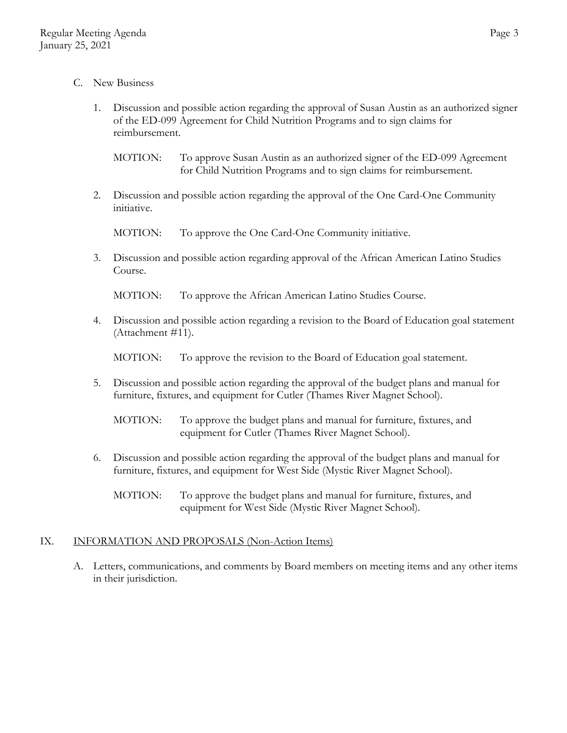C. New Business

1. Discussion and possible action regarding the approval of Susan Austin as an authorized signer of the ED-099 Agreement for Child Nutrition Programs and to sign claims for reimbursement.

   MOTION: To approve Susan Austin as an authorized signer of the ED-099 Agreement for Child Nutrition Programs and to sign claims for reimbursement.

2. Discussion and possible action regarding the approval of the One Card-One Community initiative.

   MOTION: To approve the One Card-One Community initiative.

3. Discussion and possible action regarding approval of the African American Latino Studies Course.

   MOTION: To approve the African American Latino Studies Course.

4. Discussion and possible action regarding a revision to the Board of Education goal statement (Attachment #11).

   MOTION: To approve the revision to the Board of Education goal statement.

5. Discussion and possible action regarding the approval of the budget plans and manual for furniture, fixtures, and equipment for Cutler (Thames River Magnet School).

   MOTION: To approve the budget plans and manual for furniture, fixtures, and equipment for Cutler (Thames River Magnet School).

6. Discussion and possible action regarding the approval of the budget plans and manual for furniture, fixtures, and equipment for West Side (Mystic River Magnet School).

   MOTION: To approve the budget plans and manual for furniture, fixtures, and equipment for West Side (Mystic River Magnet School).

## IX. INFORMATION AND PROPOSALS (Non-Action Items)

A. Letters, communications, and comments by Board members on meeting items and any other items in their jurisdiction.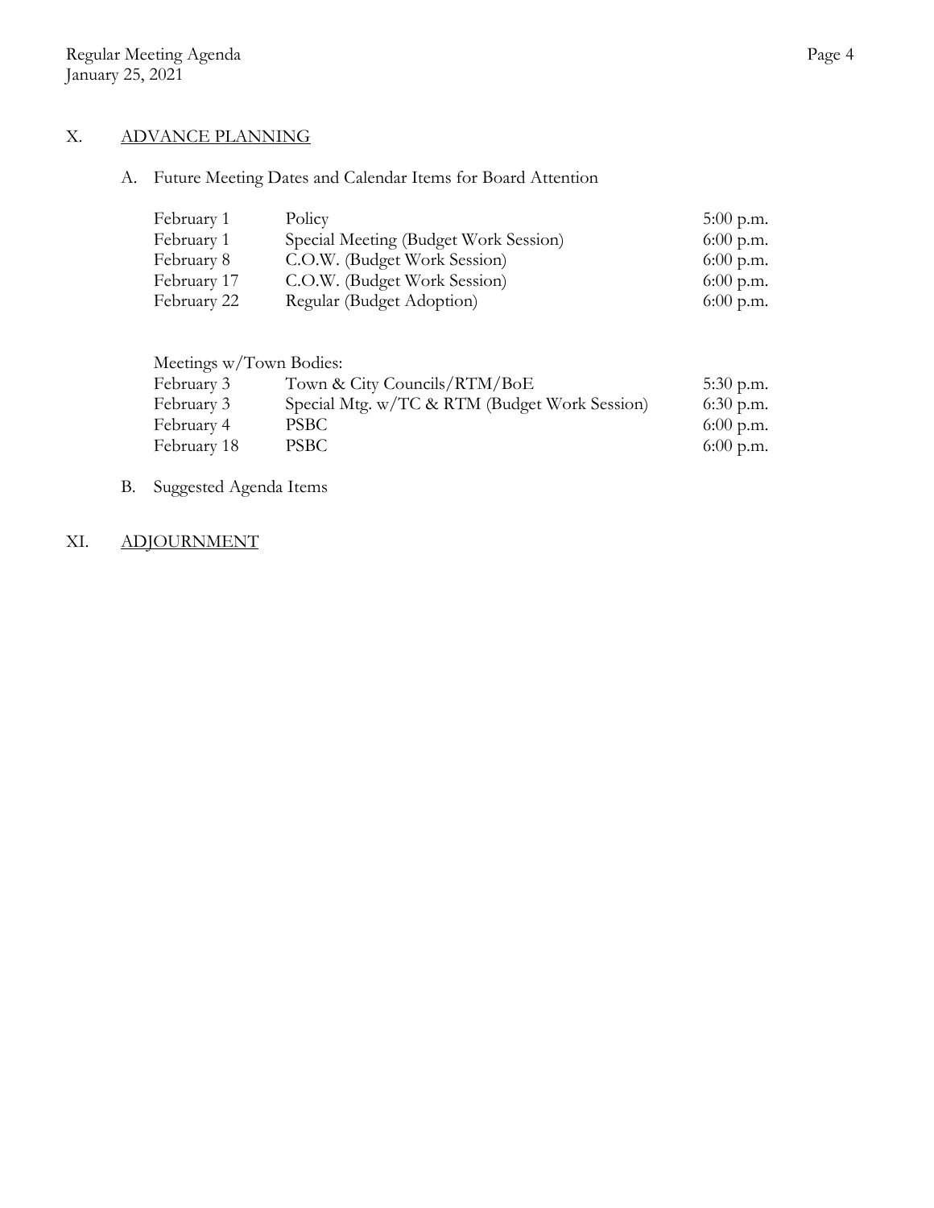## X. ADVANCE PLANNING

A. Future Meeting Dates and Calendar Items for Board Attention

| | | |
|---|---|---|
| February 1 | Policy | 5:00 p.m. |
| February 1 | Special Meeting (Budget Work Session) | 6:00 p.m. |
| February 8 | C.O.W. (Budget Work Session) | 6:00 p.m. |
| February 17 | C.O.W. (Budget Work Session) | 6:00 p.m. |
| February 22 | Regular (Budget Adoption) | 6:00 p.m. |

Meetings w/Town Bodies:

| | | |
|---|---|---|
| February 3 | Town & City Councils/RTM/BoE | 5:30 p.m. |
| February 3 | Special Mtg. w/TC & RTM (Budget Work Session) | 6:30 p.m. |
| February 4 | PSBC | 6:00 p.m. |
| February 18 | PSBC | 6:00 p.m. |

B. Suggested Agenda Items

## XI. ADJOURNMENT